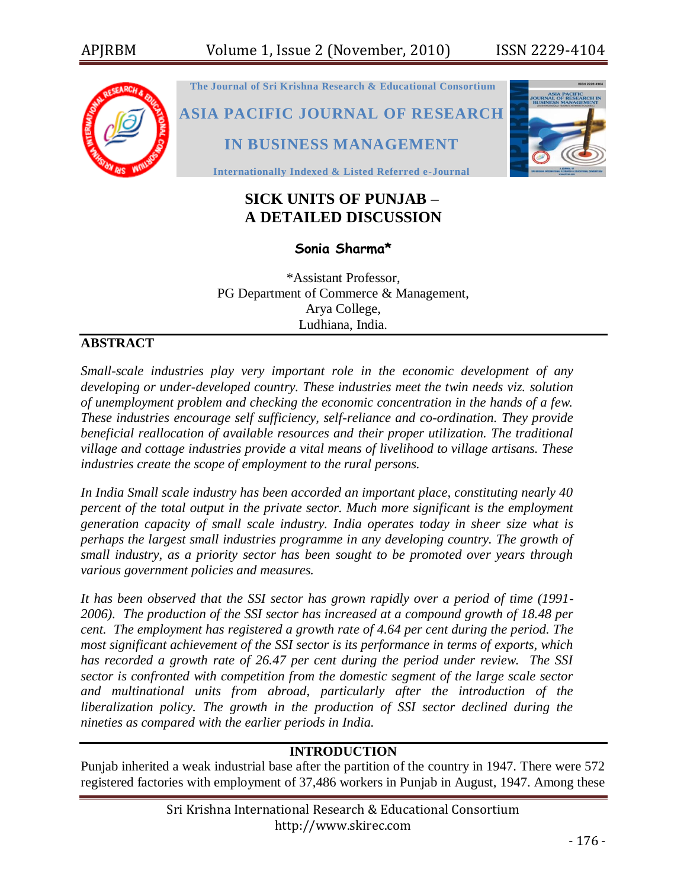# SICK UNITS OF PUNJAB – A DETAILED DISCUSSION

**Sonia Sharma***

*Assistant Professor,
PG Department of Commerce & Management,
Arya College,
Ludhiana, India.

## ABSTRACT

*Small-scale industries play very important role in the economic development of any developing or under-developed country. These industries meet the twin needs viz. solution of unemployment problem and checking the economic concentration in the hands of a few. These industries encourage self sufficiency, self-reliance and co-ordination. They provide beneficial reallocation of available resources and their proper utilization. The traditional village and cottage industries provide a vital means of livelihood to village artisans. These industries create the scope of employment to the rural persons.*

*In India Small scale industry has been accorded an important place, constituting nearly 40 percent of the total output in the private sector. Much more significant is the employment generation capacity of small scale industry. India operates today in sheer size what is perhaps the largest small industries programme in any developing country. The growth of small industry, as a priority sector has been sought to be promoted over years through various government policies and measures.*

*It has been observed that the SSI sector has grown rapidly over a period of time (1991-2006). The production of the SSI sector has increased at a compound growth of 18.48 per cent. The employment has registered a growth rate of 4.64 per cent during the period. The most significant achievement of the SSI sector is its performance in terms of exports, which has recorded a growth rate of 26.47 per cent during the period under review. The SSI sector is confronted with competition from the domestic segment of the large scale sector and multinational units from abroad, particularly after the introduction of the liberalization policy. The growth in the production of SSI sector declined during the nineties as compared with the earlier periods in India.*

## INTRODUCTION

Punjab inherited a weak industrial base after the partition of the country in 1947. There were 572 registered factories with employment of 37,486 workers in Punjab in August, 1947. Among these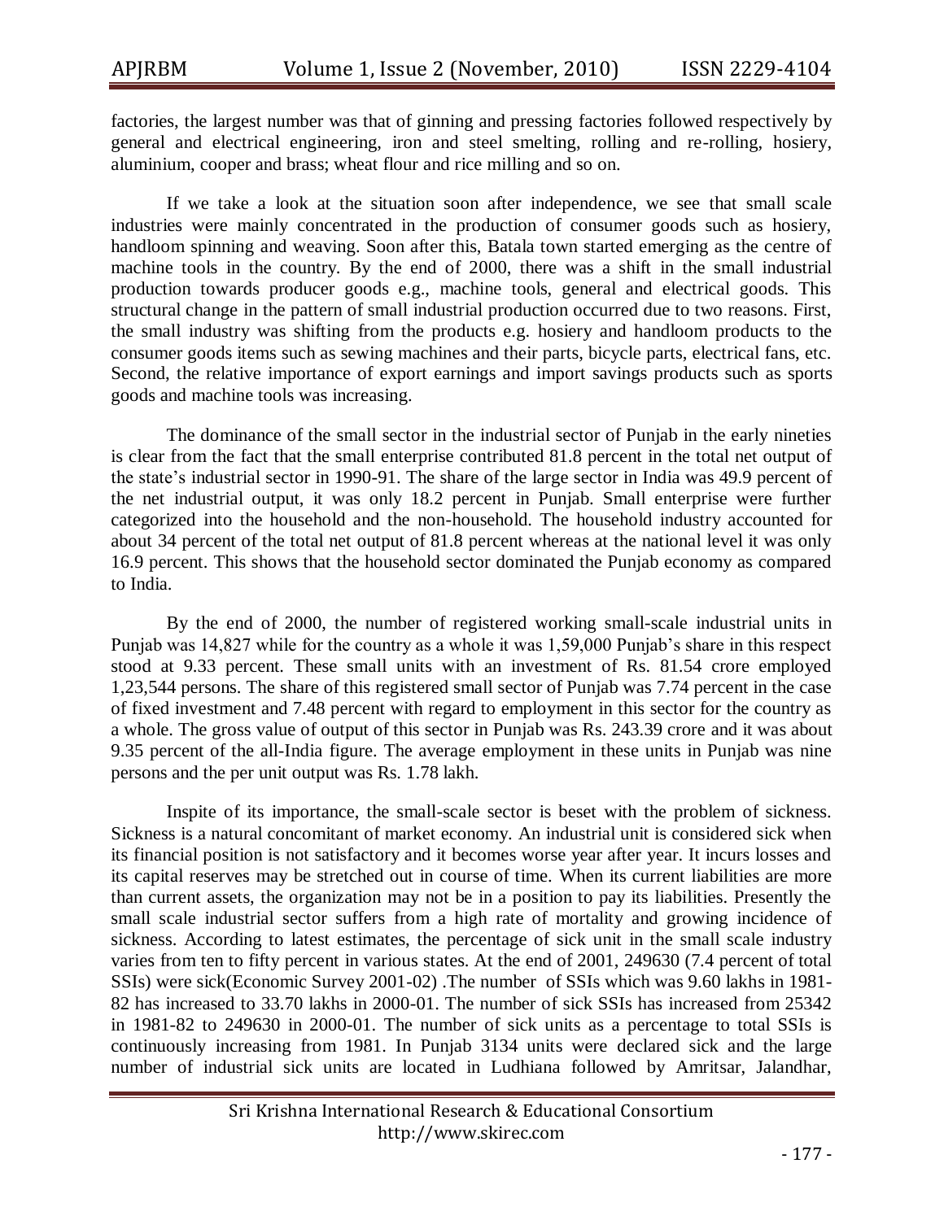factories, the largest number was that of ginning and pressing factories followed respectively by general and electrical engineering, iron and steel smelting, rolling and re-rolling, hosiery, aluminium, cooper and brass; wheat flour and rice milling and so on.

If we take a look at the situation soon after independence, we see that small scale industries were mainly concentrated in the production of consumer goods such as hosiery, handloom spinning and weaving. Soon after this, Batala town started emerging as the centre of machine tools in the country. By the end of 2000, there was a shift in the small industrial production towards producer goods e.g., machine tools, general and electrical goods. This structural change in the pattern of small industrial production occurred due to two reasons. First, the small industry was shifting from the products e.g. hosiery and handloom products to the consumer goods items such as sewing machines and their parts, bicycle parts, electrical fans, etc. Second, the relative importance of export earnings and import savings products such as sports goods and machine tools was increasing.

The dominance of the small sector in the industrial sector of Punjab in the early nineties is clear from the fact that the small enterprise contributed 81.8 percent in the total net output of the state's industrial sector in 1990-91. The share of the large sector in India was 49.9 percent of the net industrial output, it was only 18.2 percent in Punjab. Small enterprise were further categorized into the household and the non-household. The household industry accounted for about 34 percent of the total net output of 81.8 percent whereas at the national level it was only 16.9 percent. This shows that the household sector dominated the Punjab economy as compared to India.

By the end of 2000, the number of registered working small-scale industrial units in Punjab was 14,827 while for the country as a whole it was 1,59,000 Punjab's share in this respect stood at 9.33 percent. These small units with an investment of Rs. 81.54 crore employed 1,23,544 persons. The share of this registered small sector of Punjab was 7.74 percent in the case of fixed investment and 7.48 percent with regard to employment in this sector for the country as a whole. The gross value of output of this sector in Punjab was Rs. 243.39 crore and it was about 9.35 percent of the all-India figure. The average employment in these units in Punjab was nine persons and the per unit output was Rs. 1.78 lakh.

Inspite of its importance, the small-scale sector is beset with the problem of sickness. Sickness is a natural concomitant of market economy. An industrial unit is considered sick when its financial position is not satisfactory and it becomes worse year after year. It incurs losses and its capital reserves may be stretched out in course of time. When its current liabilities are more than current assets, the organization may not be in a position to pay its liabilities. Presently the small scale industrial sector suffers from a high rate of mortality and growing incidence of sickness. According to latest estimates, the percentage of sick unit in the small scale industry varies from ten to fifty percent in various states. At the end of 2001, 249630 (7.4 percent of total SSIs) were sick(Economic Survey 2001-02) .The number of SSIs which was 9.60 lakhs in 1981-82 has increased to 33.70 lakhs in 2000-01. The number of sick SSIs has increased from 25342 in 1981-82 to 249630 in 2000-01. The number of sick units as a percentage to total SSIs is continuously increasing from 1981. In Punjab 3134 units were declared sick and the large number of industrial sick units are located in Ludhiana followed by Amritsar, Jalandhar,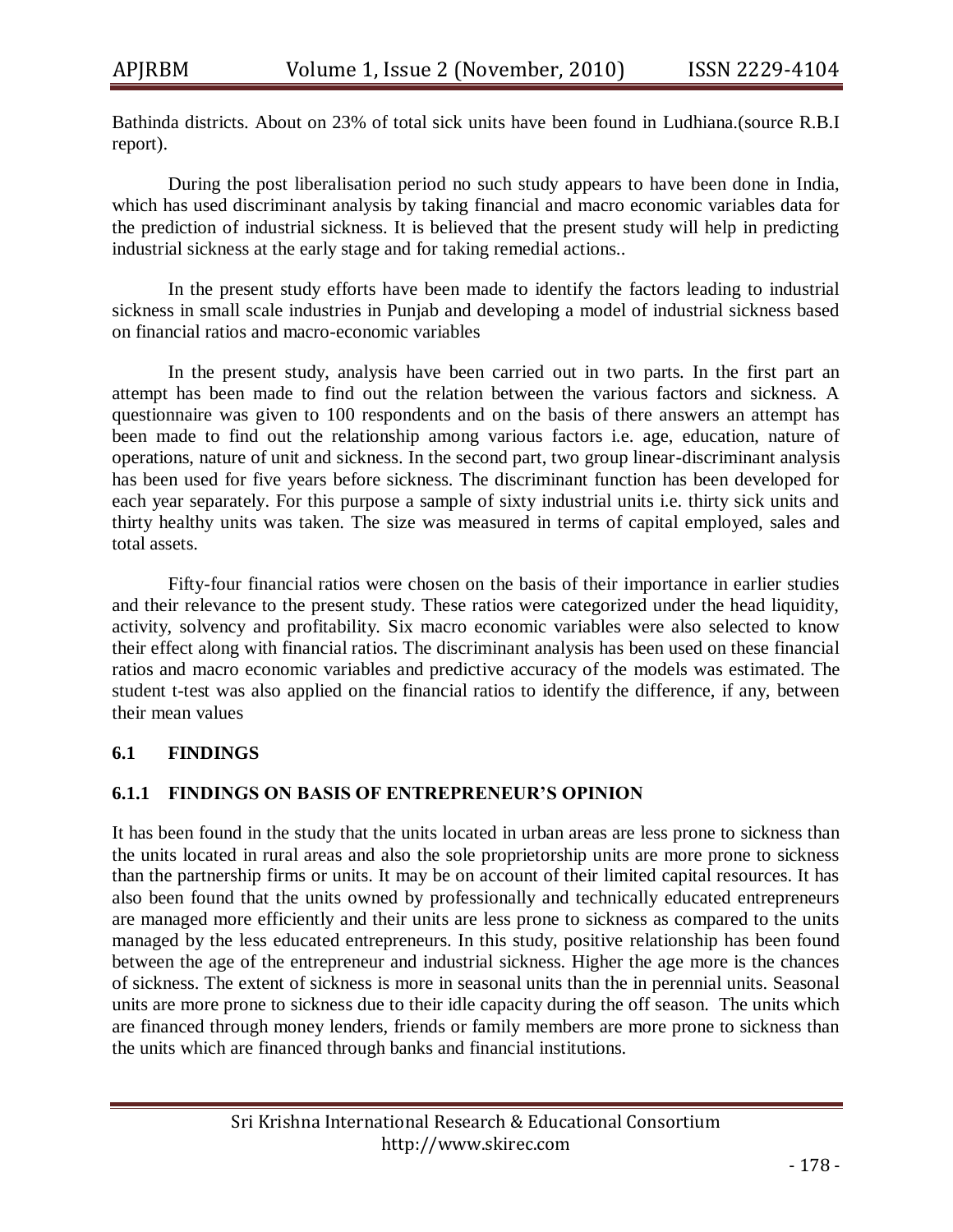Bathinda districts. About on 23% of total sick units have been found in Ludhiana.(source R.B.I report).

During the post liberalisation period no such study appears to have been done in India, which has used discriminant analysis by taking financial and macro economic variables data for the prediction of industrial sickness. It is believed that the present study will help in predicting industrial sickness at the early stage and for taking remedial actions..

In the present study efforts have been made to identify the factors leading to industrial sickness in small scale industries in Punjab and developing a model of industrial sickness based on financial ratios and macro-economic variables

In the present study, analysis have been carried out in two parts. In the first part an attempt has been made to find out the relation between the various factors and sickness. A questionnaire was given to 100 respondents and on the basis of there answers an attempt has been made to find out the relationship among various factors i.e. age, education, nature of operations, nature of unit and sickness. In the second part, two group linear-discriminant analysis has been used for five years before sickness. The discriminant function has been developed for each year separately. For this purpose a sample of sixty industrial units i.e. thirty sick units and thirty healthy units was taken. The size was measured in terms of capital employed, sales and total assets.

Fifty-four financial ratios were chosen on the basis of their importance in earlier studies and their relevance to the present study. These ratios were categorized under the head liquidity, activity, solvency and profitability. Six macro economic variables were also selected to know their effect along with financial ratios. The discriminant analysis has been used on these financial ratios and macro economic variables and predictive accuracy of the models was estimated. The student t-test was also applied on the financial ratios to identify the difference, if any, between their mean values

## 6.1 FINDINGS

### 6.1.1 FINDINGS ON BASIS OF ENTREPRENEUR'S OPINION

It has been found in the study that the units located in urban areas are less prone to sickness than the units located in rural areas and also the sole proprietorship units are more prone to sickness than the partnership firms or units. It may be on account of their limited capital resources. It has also been found that the units owned by professionally and technically educated entrepreneurs are managed more efficiently and their units are less prone to sickness as compared to the units managed by the less educated entrepreneurs. In this study, positive relationship has been found between the age of the entrepreneur and industrial sickness. Higher the age more is the chances of sickness. The extent of sickness is more in seasonal units than the in perennial units. Seasonal units are more prone to sickness due to their idle capacity during the off season. The units which are financed through money lenders, friends or family members are more prone to sickness than the units which are financed through banks and financial institutions.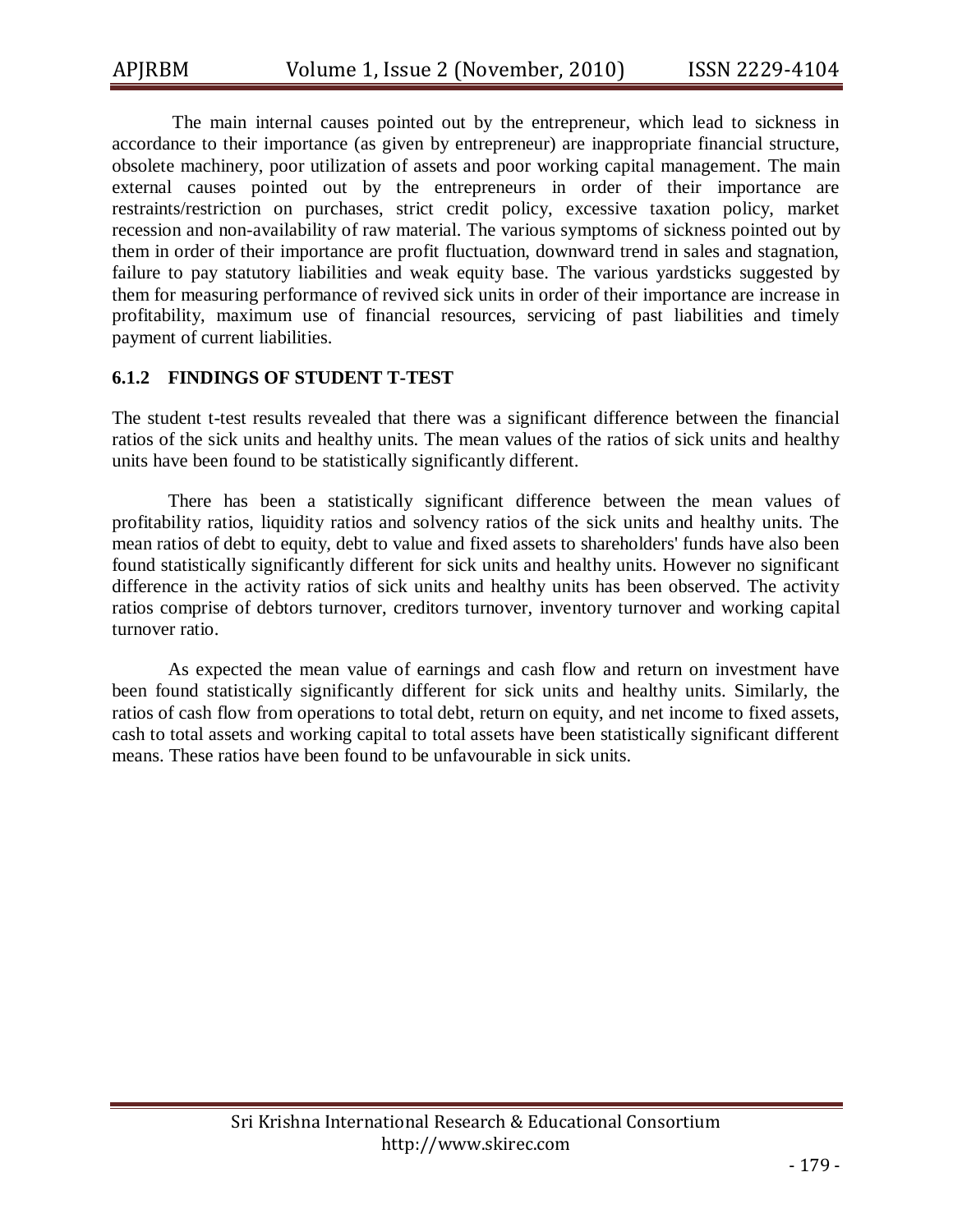The main internal causes pointed out by the entrepreneur, which lead to sickness in accordance to their importance (as given by entrepreneur) are inappropriate financial structure, obsolete machinery, poor utilization of assets and poor working capital management. The main external causes pointed out by the entrepreneurs in order of their importance are restraints/restriction on purchases, strict credit policy, excessive taxation policy, market recession and non-availability of raw material. The various symptoms of sickness pointed out by them in order of their importance are profit fluctuation, downward trend in sales and stagnation, failure to pay statutory liabilities and weak equity base. The various yardsticks suggested by them for measuring performance of revived sick units in order of their importance are increase in profitability, maximum use of financial resources, servicing of past liabilities and timely payment of current liabilities.

### 6.1.2 FINDINGS OF STUDENT T-TEST

The student t-test results revealed that there was a significant difference between the financial ratios of the sick units and healthy units. The mean values of the ratios of sick units and healthy units have been found to be statistically significantly different.

There has been a statistically significant difference between the mean values of profitability ratios, liquidity ratios and solvency ratios of the sick units and healthy units. The mean ratios of debt to equity, debt to value and fixed assets to shareholders' funds have also been found statistically significantly different for sick units and healthy units. However no significant difference in the activity ratios of sick units and healthy units has been observed. The activity ratios comprise of debtors turnover, creditors turnover, inventory turnover and working capital turnover ratio.

As expected the mean value of earnings and cash flow and return on investment have been found statistically significantly different for sick units and healthy units. Similarly, the ratios of cash flow from operations to total debt, return on equity, and net income to fixed assets, cash to total assets and working capital to total assets have been statistically significant different means. These ratios have been found to be unfavourable in sick units.